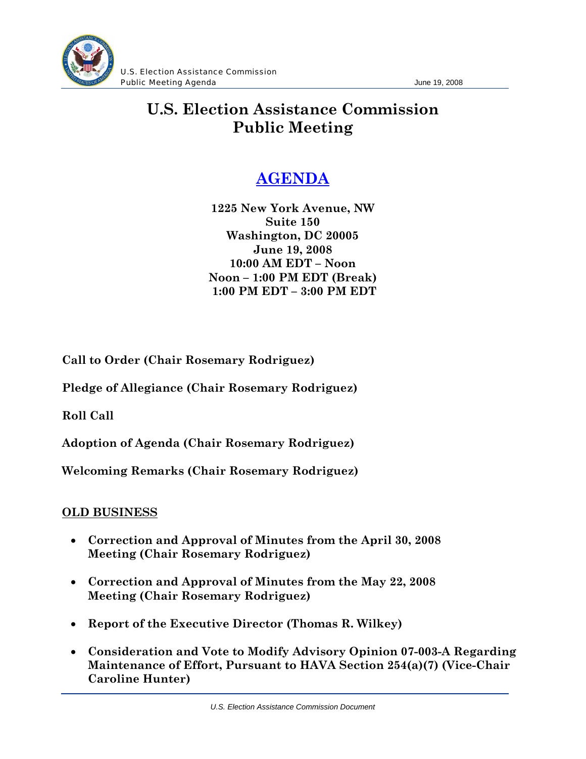# U.S. Election Assistance Commission Public Meeting

## AGENDA

**1225 New York Avenue, NW**
**Suite 150**
**Washington, DC 20005**
**June 19, 2008**
**10:00 AM EDT – Noon**
**Noon – 1:00 PM EDT (Break)**
**1:00 PM EDT – 3:00 PM EDT**

**Call to Order (Chair Rosemary Rodriguez)**

**Pledge of Allegiance (Chair Rosemary Rodriguez)**

**Roll Call**

**Adoption of Agenda (Chair Rosemary Rodriguez)**

**Welcoming Remarks (Chair Rosemary Rodriguez)**

### OLD BUSINESS

- **Correction and Approval of Minutes from the April 30, 2008 Meeting (Chair Rosemary Rodriguez)**
- **Correction and Approval of Minutes from the May 22, 2008 Meeting (Chair Rosemary Rodriguez)**
- **Report of the Executive Director (Thomas R. Wilkey)**
- **Consideration and Vote to Modify Advisory Opinion 07-003-A Regarding Maintenance of Effort, Pursuant to HAVA Section 254(a)(7) (Vice-Chair Caroline Hunter)**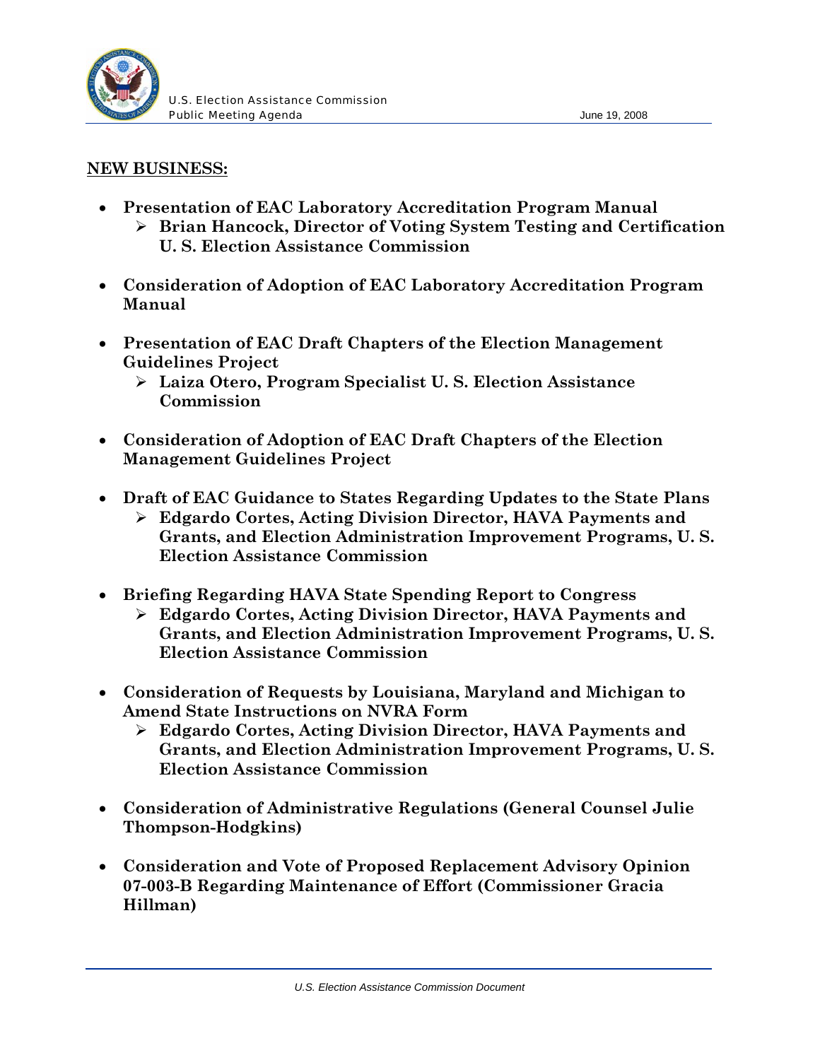**NEW BUSINESS:**

- **Presentation of EAC Laboratory Accreditation Program Manual**
  - **Brian Hancock, Director of Voting System Testing and Certification U. S. Election Assistance Commission**

- **Consideration of Adoption of EAC Laboratory Accreditation Program Manual**

- **Presentation of EAC Draft Chapters of the Election Management Guidelines Project**
  - **Laiza Otero, Program Specialist U. S. Election Assistance Commission**

- **Consideration of Adoption of EAC Draft Chapters of the Election Management Guidelines Project**

- **Draft of EAC Guidance to States Regarding Updates to the State Plans**
  - **Edgardo Cortes, Acting Division Director, HAVA Payments and Grants, and Election Administration Improvement Programs, U. S. Election Assistance Commission**

- **Briefing Regarding HAVA State Spending Report to Congress**
  - **Edgardo Cortes, Acting Division Director, HAVA Payments and Grants, and Election Administration Improvement Programs, U. S. Election Assistance Commission**

- **Consideration of Requests by Louisiana, Maryland and Michigan to Amend State Instructions on NVRA Form**
  - **Edgardo Cortes, Acting Division Director, HAVA Payments and Grants, and Election Administration Improvement Programs, U. S. Election Assistance Commission**

- **Consideration of Administrative Regulations (General Counsel Julie Thompson-Hodgkins)**

- **Consideration and Vote of Proposed Replacement Advisory Opinion 07-003-B Regarding Maintenance of Effort (Commissioner Gracia Hillman)**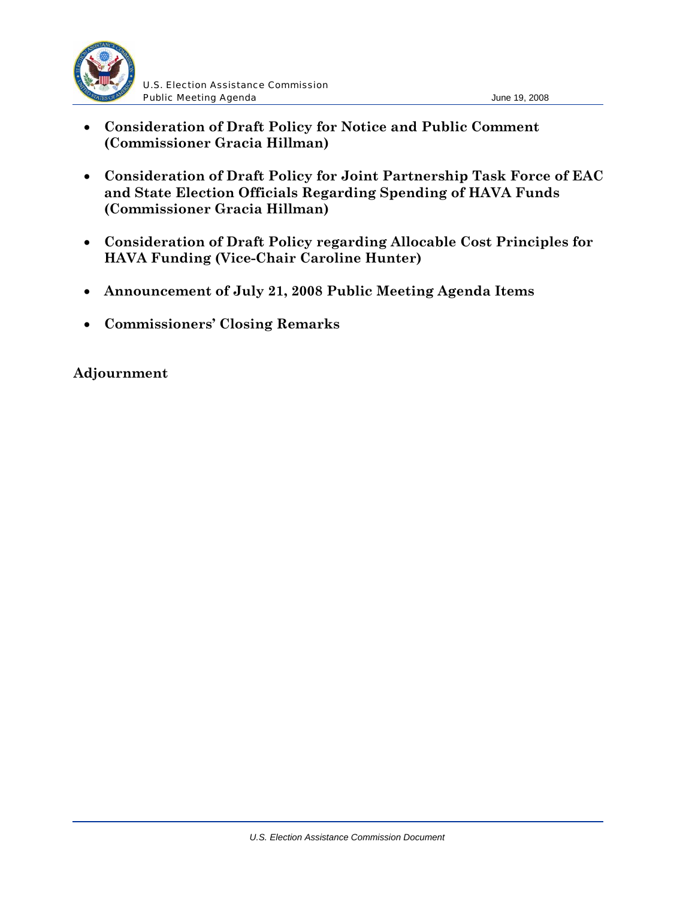- **Consideration of Draft Policy for Notice and Public Comment (Commissioner Gracia Hillman)**

- **Consideration of Draft Policy for Joint Partnership Task Force of EAC and State Election Officials Regarding Spending of HAVA Funds (Commissioner Gracia Hillman)**

- **Consideration of Draft Policy regarding Allocable Cost Principles for HAVA Funding (Vice-Chair Caroline Hunter)**

- **Announcement of July 21, 2008 Public Meeting Agenda Items**

- **Commissioners' Closing Remarks**

**Adjournment**